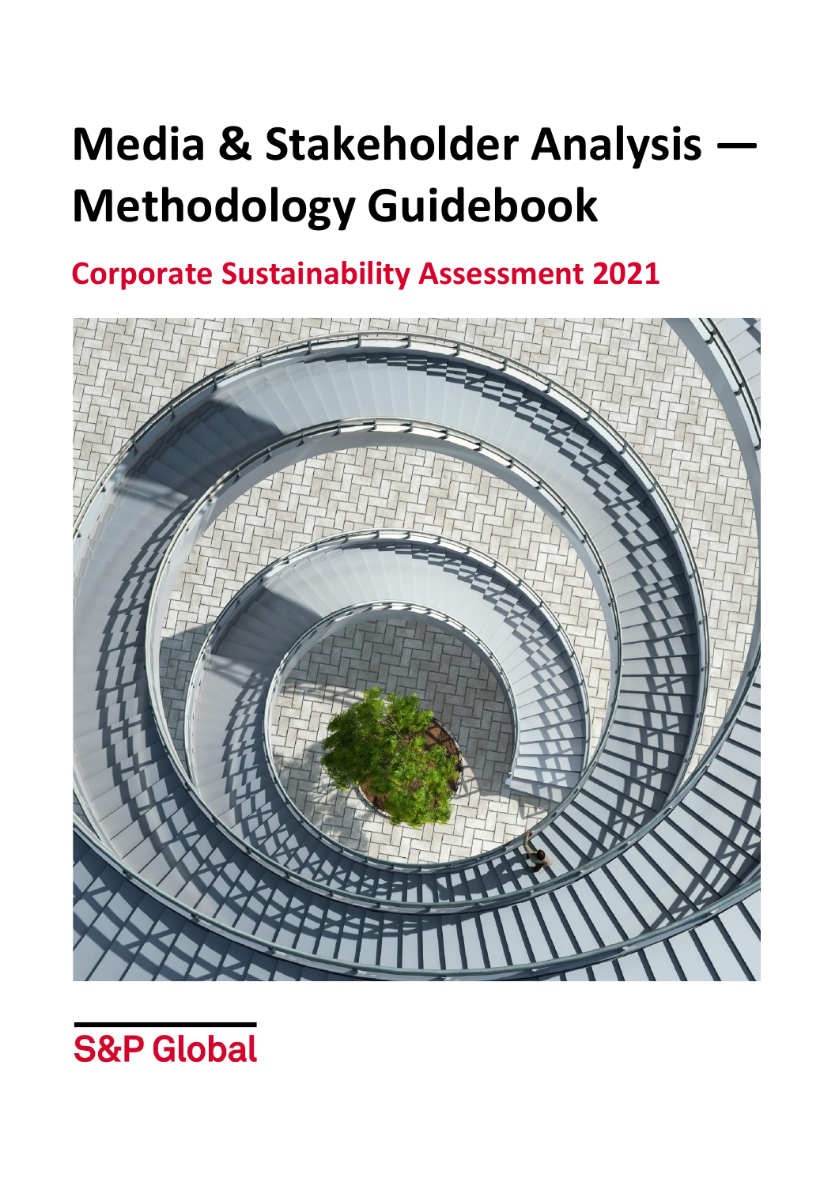# Media & Stakeholder Analysis — Methodology Guidebook

## Corporate Sustainability Assessment 2021

S&P Global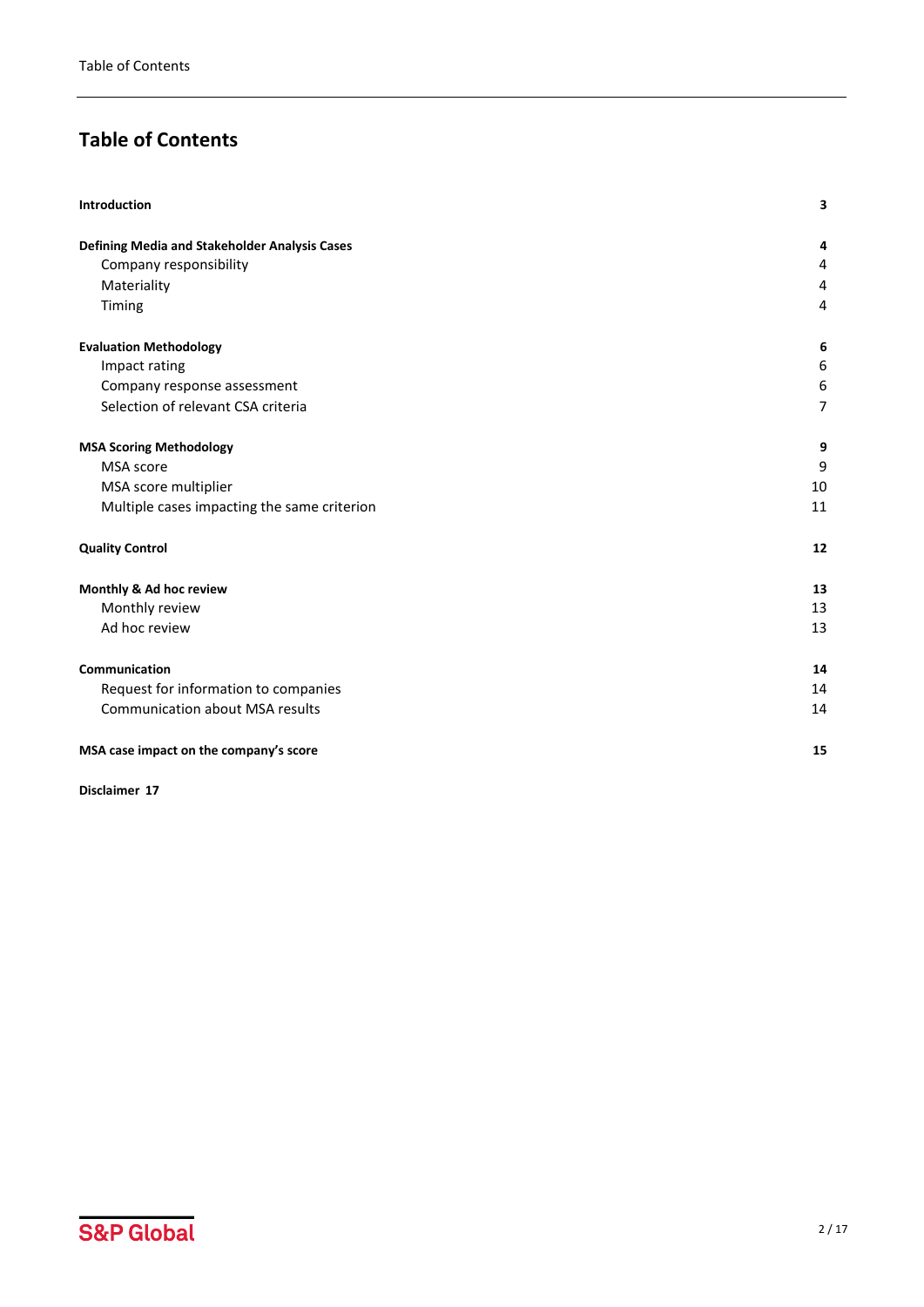# Table of Contents

| | |
|---|---|
| **Introduction** | **3** |
| **Defining Media and Stakeholder Analysis Cases** | **4** |
| Company responsibility | 4 |
| Materiality | 4 |
| Timing | 4 |
| **Evaluation Methodology** | **6** |
| Impact rating | 6 |
| Company response assessment | 6 |
| Selection of relevant CSA criteria | 7 |
| **MSA Scoring Methodology** | **9** |
| MSA score | 9 |
| MSA score multiplier | 10 |
| Multiple cases impacting the same criterion | 11 |
| **Quality Control** | **12** |
| **Monthly & Ad hoc review** | **13** |
| Monthly review | 13 |
| Ad hoc review | 13 |
| **Communication** | **14** |
| Request for information to companies | 14 |
| Communication about MSA results | 14 |
| **MSA case impact on the company's score** | **15** |
| **Disclaimer** | **17** |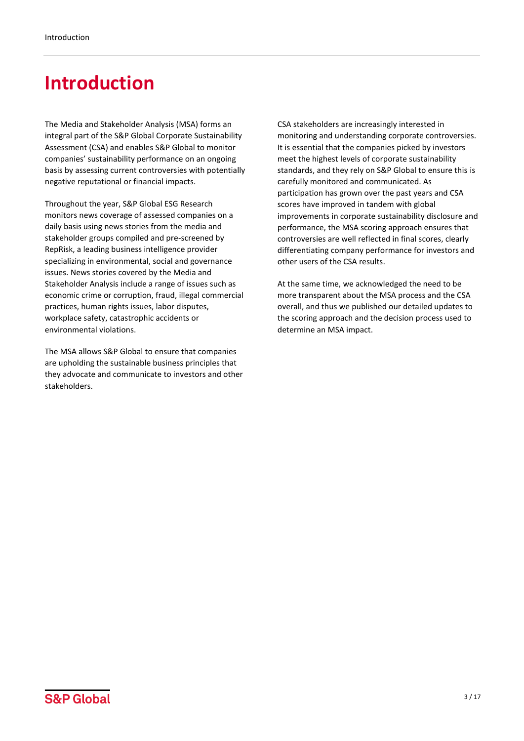# Introduction

The Media and Stakeholder Analysis (MSA) forms an integral part of the S&P Global Corporate Sustainability Assessment (CSA) and enables S&P Global to monitor companies' sustainability performance on an ongoing basis by assessing current controversies with potentially negative reputational or financial impacts.

Throughout the year, S&P Global ESG Research monitors news coverage of assessed companies on a daily basis using news stories from the media and stakeholder groups compiled and pre-screened by RepRisk, a leading business intelligence provider specializing in environmental, social and governance issues. News stories covered by the Media and Stakeholder Analysis include a range of issues such as economic crime or corruption, fraud, illegal commercial practices, human rights issues, labor disputes, workplace safety, catastrophic accidents or environmental violations.

The MSA allows S&P Global to ensure that companies are upholding the sustainable business principles that they advocate and communicate to investors and other stakeholders.

CSA stakeholders are increasingly interested in monitoring and understanding corporate controversies. It is essential that the companies picked by investors meet the highest levels of corporate sustainability standards, and they rely on S&P Global to ensure this is carefully monitored and communicated. As participation has grown over the past years and CSA scores have improved in tandem with global improvements in corporate sustainability disclosure and performance, the MSA scoring approach ensures that controversies are well reflected in final scores, clearly differentiating company performance for investors and other users of the CSA results.

At the same time, we acknowledged the need to be more transparent about the MSA process and the CSA overall, and thus we published our detailed updates to the scoring approach and the decision process used to determine an MSA impact.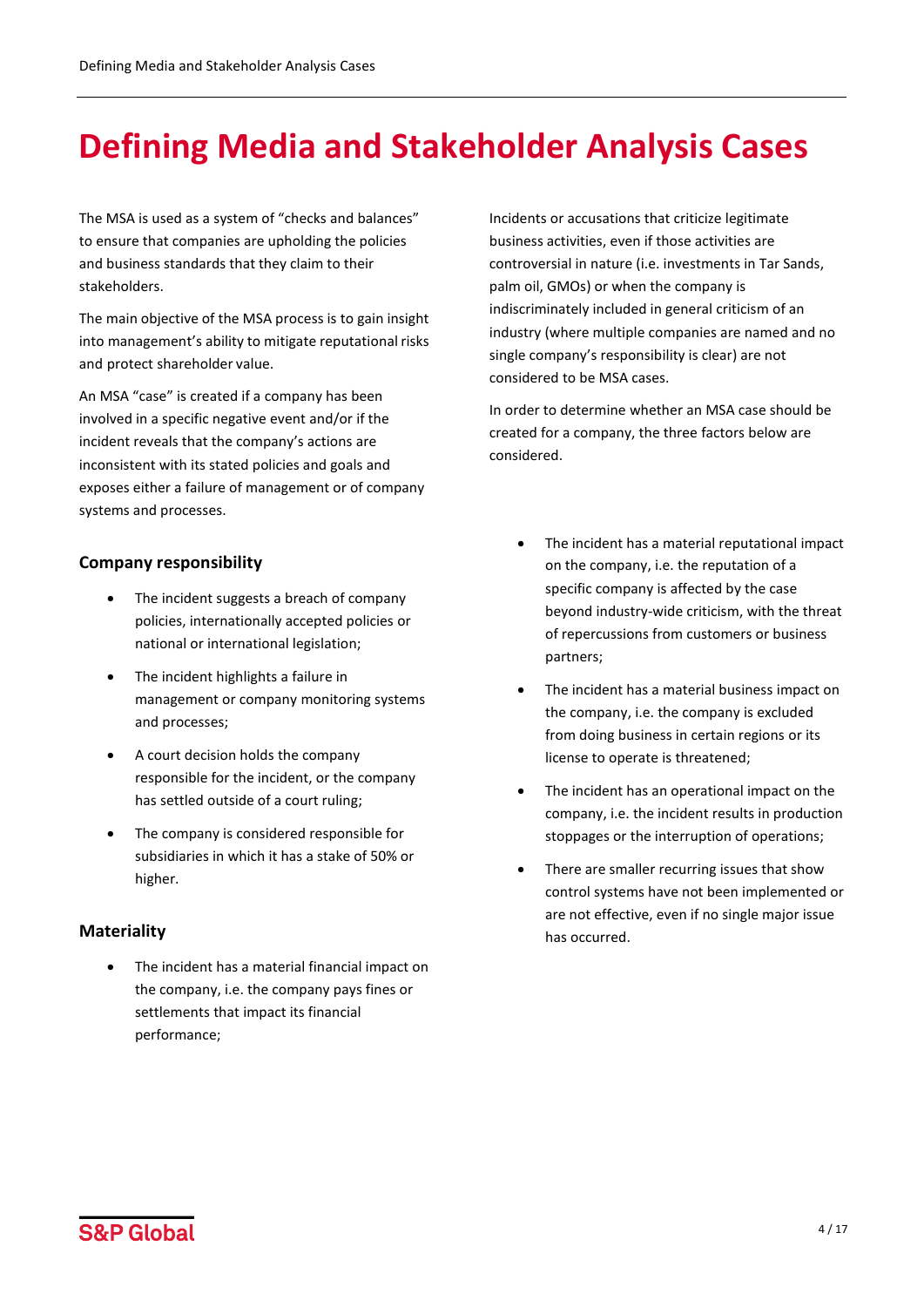# Defining Media and Stakeholder Analysis Cases

The MSA is used as a system of "checks and balances" to ensure that companies are upholding the policies and business standards that they claim to their stakeholders.

The main objective of the MSA process is to gain insight into management's ability to mitigate reputational risks and protect shareholder value.

An MSA "case" is created if a company has been involved in a specific negative event and/or if the incident reveals that the company's actions are inconsistent with its stated policies and goals and exposes either a failure of management or of company systems and processes.

Incidents or accusations that criticize legitimate business activities, even if those activities are controversial in nature (i.e. investments in Tar Sands, palm oil, GMOs) or when the company is indiscriminately included in general criticism of an industry (where multiple companies are named and no single company's responsibility is clear) are not considered to be MSA cases.

In order to determine whether an MSA case should be created for a company, the three factors below are considered.

### Company responsibility

- The incident suggests a breach of company policies, internationally accepted policies or national or international legislation;
- The incident highlights a failure in management or company monitoring systems and processes;
- A court decision holds the company responsible for the incident, or the company has settled outside of a court ruling;
- The company is considered responsible for subsidiaries in which it has a stake of 50% or higher.

### Materiality

- The incident has a material financial impact on the company, i.e. the company pays fines or settlements that impact its financial performance;
- The incident has a material reputational impact on the company, i.e. the reputation of a specific company is affected by the case beyond industry-wide criticism, with the threat of repercussions from customers or business partners;
- The incident has a material business impact on the company, i.e. the company is excluded from doing business in certain regions or its license to operate is threatened;
- The incident has an operational impact on the company, i.e. the incident results in production stoppages or the interruption of operations;
- There are smaller recurring issues that show control systems have not been implemented or are not effective, even if no single major issue has occurred.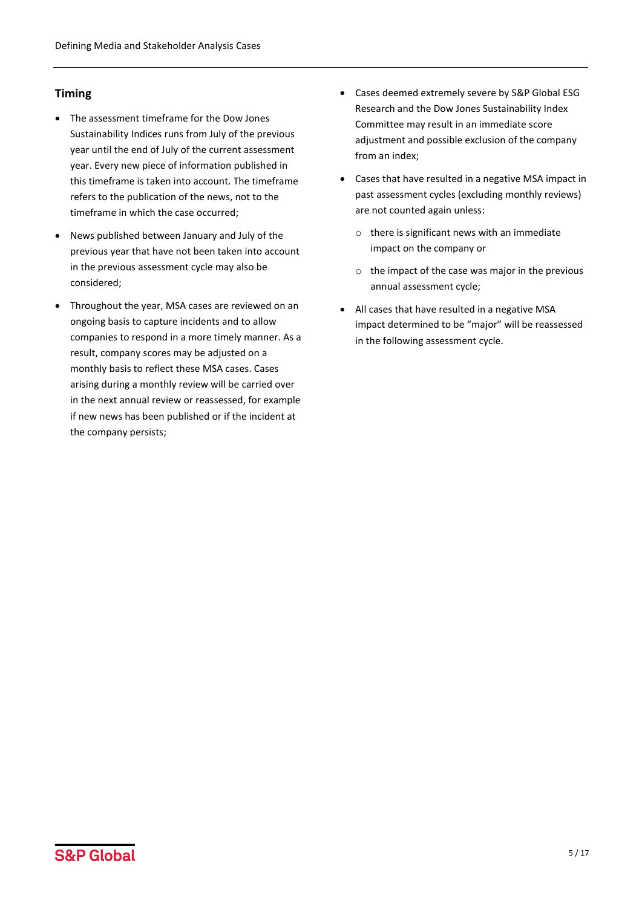## Timing

- The assessment timeframe for the Dow Jones Sustainability Indices runs from July of the previous year until the end of July of the current assessment year. Every new piece of information published in this timeframe is taken into account. The timeframe refers to the publication of the news, not to the timeframe in which the case occurred;
- News published between January and July of the previous year that have not been taken into account in the previous assessment cycle may also be considered;
- Throughout the year, MSA cases are reviewed on an ongoing basis to capture incidents and to allow companies to respond in a more timely manner. As a result, company scores may be adjusted on a monthly basis to reflect these MSA cases. Cases arising during a monthly review will be carried over in the next annual review or reassessed, for example if new news has been published or if the incident at the company persists;
- Cases deemed extremely severe by S&P Global ESG Research and the Dow Jones Sustainability Index Committee may result in an immediate score adjustment and possible exclusion of the company from an index;
- Cases that have resulted in a negative MSA impact in past assessment cycles (excluding monthly reviews) are not counted again unless:
  - there is significant news with an immediate impact on the company or
  - the impact of the case was major in the previous annual assessment cycle;
- All cases that have resulted in a negative MSA impact determined to be "major" will be reassessed in the following assessment cycle.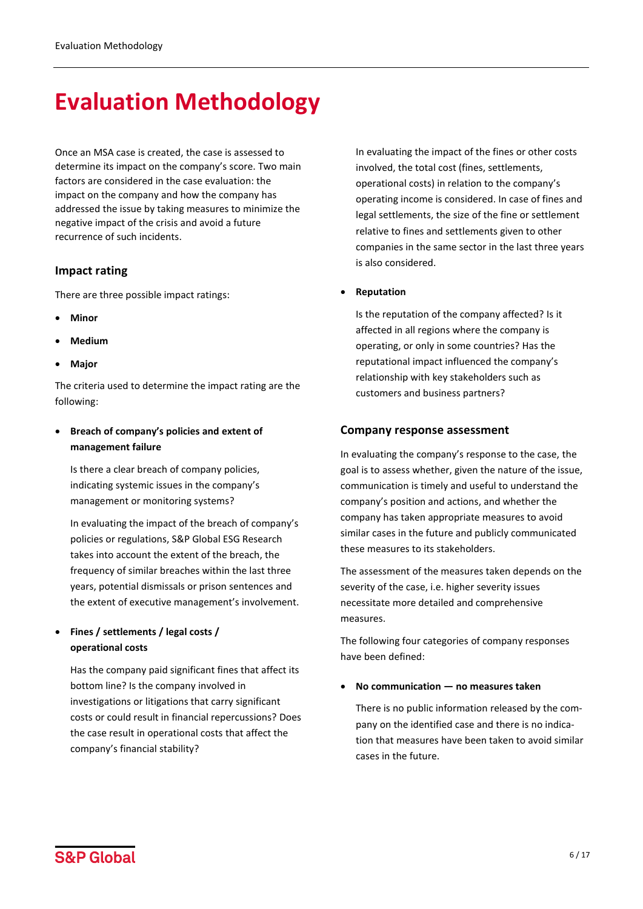# Evaluation Methodology

Once an MSA case is created, the case is assessed to determine its impact on the company's score. Two main factors are considered in the case evaluation: the impact on the company and how the company has addressed the issue by taking measures to minimize the negative impact of the crisis and avoid a future recurrence of such incidents.

### Impact rating

There are three possible impact ratings:

- **Minor**
- **Medium**
- **Major**

The criteria used to determine the impact rating are the following:

- **Breach of company's policies and extent of management failure**

  Is there a clear breach of company policies, indicating systemic issues in the company's management or monitoring systems?

  In evaluating the impact of the breach of company's policies or regulations, S&P Global ESG Research takes into account the extent of the breach, the frequency of similar breaches within the last three years, potential dismissals or prison sentences and the extent of executive management's involvement.

- **Fines / settlements / legal costs / operational costs**

  Has the company paid significant fines that affect its bottom line? Is the company involved in investigations or litigations that carry significant costs or could result in financial repercussions? Does the case result in operational costs that affect the company's financial stability?

  In evaluating the impact of the fines or other costs involved, the total cost (fines, settlements, operational costs) in relation to the company's operating income is considered. In case of fines and legal settlements, the size of the fine or settlement relative to fines and settlements given to other companies in the same sector in the last three years is also considered.

- **Reputation**

  Is the reputation of the company affected? Is it affected in all regions where the company is operating, or only in some countries? Has the reputational impact influenced the company's relationship with key stakeholders such as customers and business partners?

### Company response assessment

In evaluating the company's response to the case, the goal is to assess whether, given the nature of the issue, communication is timely and useful to understand the company's position and actions, and whether the company has taken appropriate measures to avoid similar cases in the future and publicly communicated these measures to its stakeholders.

The assessment of the measures taken depends on the severity of the case, i.e. higher severity issues necessitate more detailed and comprehensive measures.

The following four categories of company responses have been defined:

- **No communication — no measures taken**

  There is no public information released by the company on the identified case and there is no indication that measures have been taken to avoid similar cases in the future.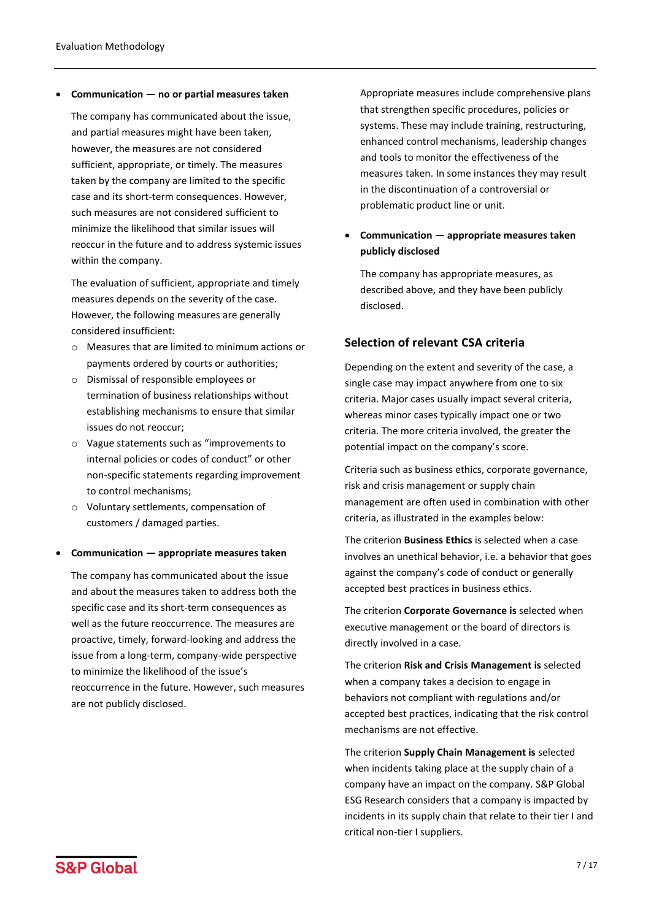- **Communication — no or partial measures taken**

  The company has communicated about the issue, and partial measures might have been taken, however, the measures are not considered sufficient, appropriate, or timely. The measures taken by the company are limited to the specific case and its short-term consequences. However, such measures are not considered sufficient to minimize the likelihood that similar issues will reoccur in the future and to address systemic issues within the company.

  The evaluation of sufficient, appropriate and timely measures depends on the severity of the case. However, the following measures are generally considered insufficient:

  - Measures that are limited to minimum actions or payments ordered by courts or authorities;
  - Dismissal of responsible employees or termination of business relationships without establishing mechanisms to ensure that similar issues do not reoccur;
  - Vague statements such as "improvements to internal policies or codes of conduct" or other non-specific statements regarding improvement to control mechanisms;
  - Voluntary settlements, compensation of customers / damaged parties.

- **Communication — appropriate measures taken**

  The company has communicated about the issue and about the measures taken to address both the specific case and its short-term consequences as well as the future reoccurrence. The measures are proactive, timely, forward-looking and address the issue from a long-term, company-wide perspective to minimize the likelihood of the issue's reoccurrence in the future. However, such measures are not publicly disclosed.

  Appropriate measures include comprehensive plans that strengthen specific procedures, policies or systems. These may include training, restructuring, enhanced control mechanisms, leadership changes and tools to monitor the effectiveness of the measures taken. In some instances they may result in the discontinuation of a controversial or problematic product line or unit.

- **Communication — appropriate measures taken publicly disclosed**

  The company has appropriate measures, as described above, and they have been publicly disclosed.

## Selection of relevant CSA criteria

Depending on the extent and severity of the case, a single case may impact anywhere from one to six criteria. Major cases usually impact several criteria, whereas minor cases typically impact one or two criteria. The more criteria involved, the greater the potential impact on the company's score.

Criteria such as business ethics, corporate governance, risk and crisis management or supply chain management are often used in combination with other criteria, as illustrated in the examples below:

The criterion **Business Ethics** is selected when a case involves an unethical behavior, i.e. a behavior that goes against the company's code of conduct or generally accepted best practices in business ethics.

The criterion **Corporate Governance is** selected when executive management or the board of directors is directly involved in a case.

The criterion **Risk and Crisis Management is** selected when a company takes a decision to engage in behaviors not compliant with regulations and/or accepted best practices, indicating that the risk control mechanisms are not effective.

The criterion **Supply Chain Management is** selected when incidents taking place at the supply chain of a company have an impact on the company. S&P Global ESG Research considers that a company is impacted by incidents in its supply chain that relate to their tier I and critical non-tier I suppliers.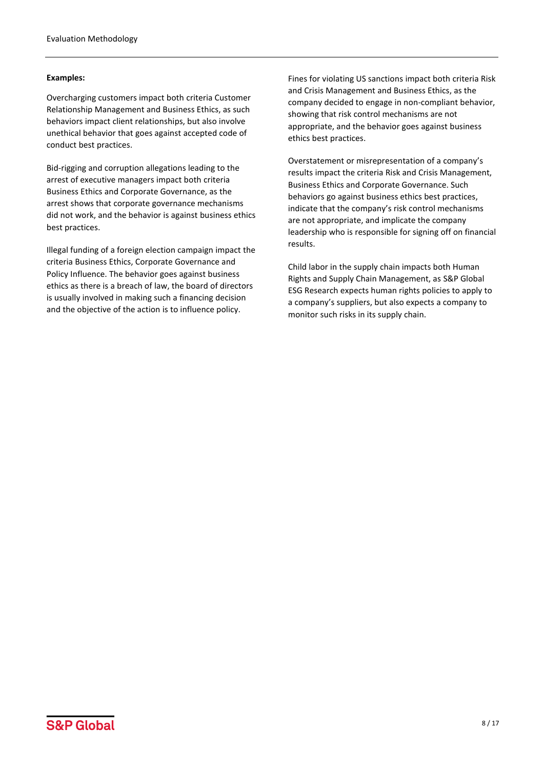**Examples:**

Overcharging customers impact both criteria Customer Relationship Management and Business Ethics, as such behaviors impact client relationships, but also involve unethical behavior that goes against accepted code of conduct best practices.

Bid-rigging and corruption allegations leading to the arrest of executive managers impact both criteria Business Ethics and Corporate Governance, as the arrest shows that corporate governance mechanisms did not work, and the behavior is against business ethics best practices.

Illegal funding of a foreign election campaign impact the criteria Business Ethics, Corporate Governance and Policy Influence. The behavior goes against business ethics as there is a breach of law, the board of directors is usually involved in making such a financing decision and the objective of the action is to influence policy.

Fines for violating US sanctions impact both criteria Risk and Crisis Management and Business Ethics, as the company decided to engage in non-compliant behavior, showing that risk control mechanisms are not appropriate, and the behavior goes against business ethics best practices.

Overstatement or misrepresentation of a company's results impact the criteria Risk and Crisis Management, Business Ethics and Corporate Governance. Such behaviors go against business ethics best practices, indicate that the company's risk control mechanisms are not appropriate, and implicate the company leadership who is responsible for signing off on financial results.

Child labor in the supply chain impacts both Human Rights and Supply Chain Management, as S&P Global ESG Research expects human rights policies to apply to a company's suppliers, but also expects a company to monitor such risks in its supply chain.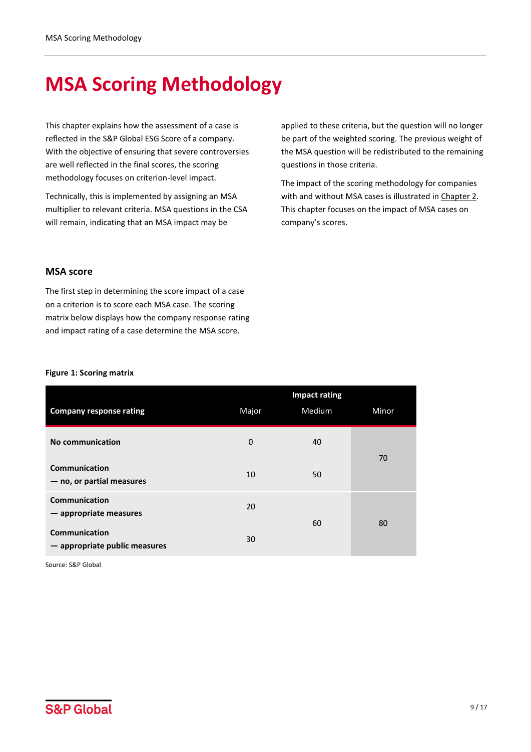# MSA Scoring Methodology

This chapter explains how the assessment of a case is reflected in the S&P Global ESG Score of a company. With the objective of ensuring that severe controversies are well reflected in the final scores, the scoring methodology focuses on criterion-level impact.

Technically, this is implemented by assigning an MSA multiplier to relevant criteria. MSA questions in the CSA will remain, indicating that an MSA impact may be applied to these criteria, but the question will no longer be part of the weighted scoring. The previous weight of the MSA question will be redistributed to the remaining questions in those criteria.

The impact of the scoring methodology for companies with and without MSA cases is illustrated in Chapter 2. This chapter focuses on the impact of MSA cases on company's scores.

## MSA score

The first step in determining the score impact of a case on a criterion is to score each MSA case. The scoring matrix below displays how the company response rating and impact rating of a case determine the MSA score.

**Figure 1: Scoring matrix**

| | Impact rating | | |
|---|---|---|---|
| **Company response rating** | Major | Medium | Minor |
| **No communication** | 0 | 40 | 70 |
| **Communication — no, or partial measures** | 10 | 50 | 70 |
| **Communication — appropriate measures** | 20 | 60 | 80 |
| **Communication — appropriate public measures** | 30 | 60 | 80 |

Source: S&P Global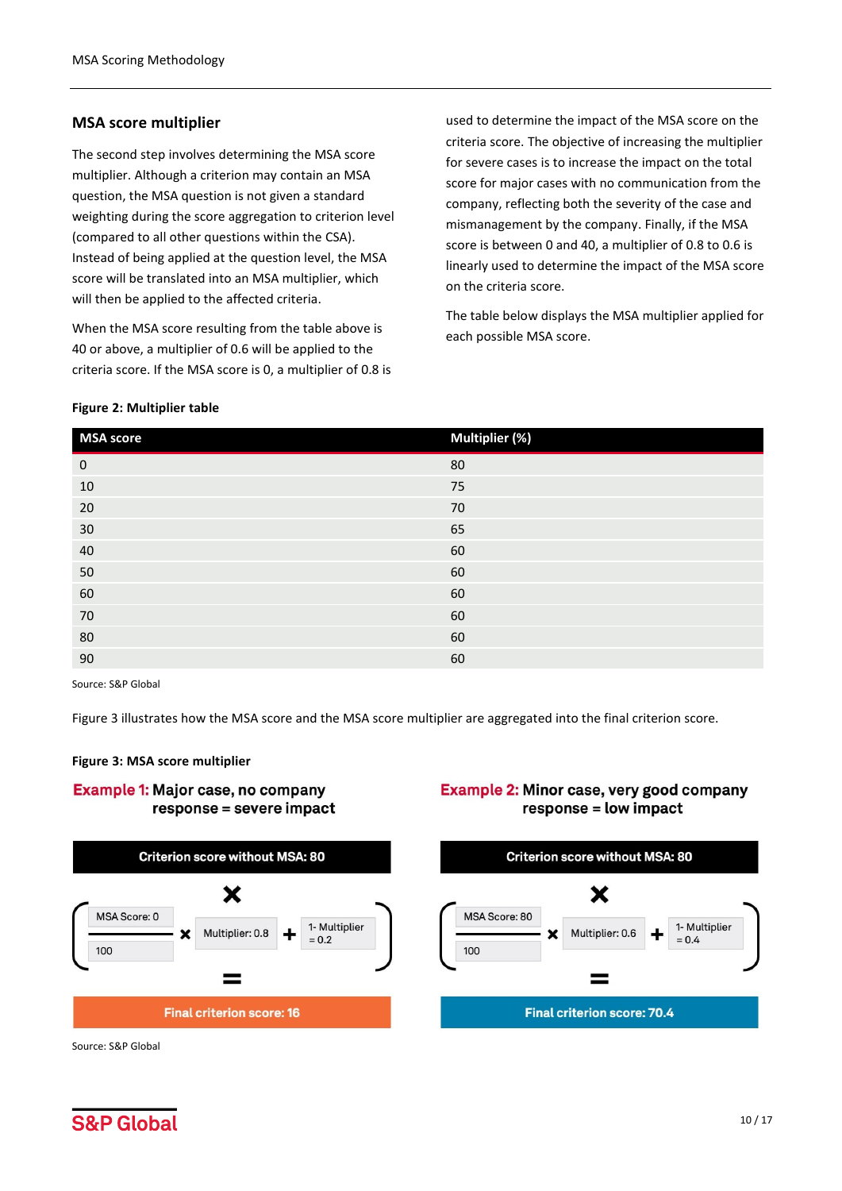## MSA score multiplier

The second step involves determining the MSA score multiplier. Although a criterion may contain an MSA question, the MSA question is not given a standard weighting during the score aggregation to criterion level (compared to all other questions within the CSA). Instead of being applied at the question level, the MSA score will be translated into an MSA multiplier, which will then be applied to the affected criteria.

When the MSA score resulting from the table above is 40 or above, a multiplier of 0.6 will be applied to the criteria score. If the MSA score is 0, a multiplier of 0.8 is used to determine the impact of the MSA score on the criteria score. The objective of increasing the multiplier for severe cases is to increase the impact on the total score for major cases with no communication from the company, reflecting both the severity of the case and mismanagement by the company. Finally, if the MSA score is between 0 and 40, a multiplier of 0.8 to 0.6 is linearly used to determine the impact of the MSA score on the criteria score.

The table below displays the MSA multiplier applied for each possible MSA score.

**Figure 2: Multiplier table**

| MSA score | Multiplier (%) |
| --- | --- |
| 0 | 80 |
| 10 | 75 |
| 20 | 70 |
| 30 | 65 |
| 40 | 60 |
| 50 | 60 |
| 60 | 60 |
| 70 | 60 |
| 80 | 60 |
| 90 | 60 |

Source: S&P Global

Figure 3 illustrates how the MSA score and the MSA score multiplier are aggregated into the final criterion score.

**Figure 3: MSA score multiplier**

**Example 1: Major case, no company response = severe impact**

Criterion score without MSA: 80

×

$\left( \frac{\text{MSA Score: 0}}{100} \times \text{Multiplier: 0.8} + \text{1- Multiplier} = 0.2 \right)$

=

Final criterion score: 16

**Example 2: Minor case, very good company response = low impact**

Criterion score without MSA: 80

×

$\left( \frac{\text{MSA Score: 80}}{100} \times \text{Multiplier: 0.6} + \text{1- Multiplier} = 0.4 \right)$

=

Final criterion score: 70.4

Source: S&P Global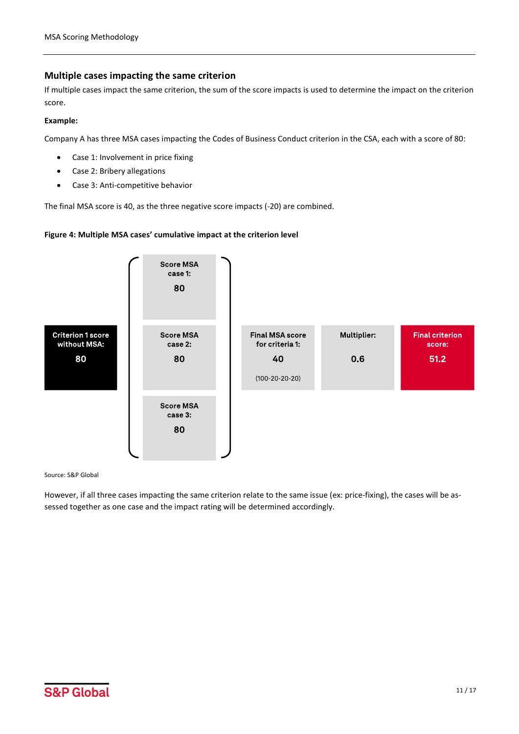## Multiple cases impacting the same criterion

If multiple cases impact the same criterion, the sum of the score impacts is used to determine the impact on the criterion score.

**Example:**

Company A has three MSA cases impacting the Codes of Business Conduct criterion in the CSA, each with a score of 80:

- Case 1: Involvement in price fixing
- Case 2: Bribery allegations
- Case 3: Anti-competitive behavior

The final MSA score is 40, as the three negative score impacts (-20) are combined.

**Figure 4: Multiple MSA cases' cumulative impact at the criterion level**

Criterion 1 score without MSA: **80**

Score MSA case 1: **80**

Score MSA case 2: **80**

Score MSA case 3: **80**

Final MSA score for criteria 1: **40** (100-20-20-20)

Multiplier: **0.6**

Final criterion score: **51.2**

Source: S&P Global

However, if all three cases impacting the same criterion relate to the same issue (ex: price-fixing), the cases will be assessed together as one case and the impact rating will be determined accordingly.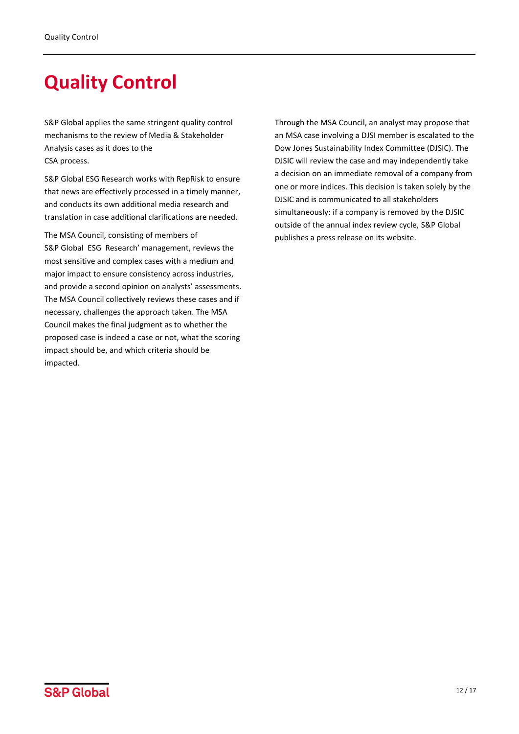# Quality Control

S&P Global applies the same stringent quality control mechanisms to the review of Media & Stakeholder Analysis cases as it does to the CSA process.

S&P Global ESG Research works with RepRisk to ensure that news are effectively processed in a timely manner, and conducts its own additional media research and translation in case additional clarifications are needed.

The MSA Council, consisting of members of S&P Global ESG Research' management, reviews the most sensitive and complex cases with a medium and major impact to ensure consistency across industries, and provide a second opinion on analysts' assessments. The MSA Council collectively reviews these cases and if necessary, challenges the approach taken. The MSA Council makes the final judgment as to whether the proposed case is indeed a case or not, what the scoring impact should be, and which criteria should be impacted.

Through the MSA Council, an analyst may propose that an MSA case involving a DJSI member is escalated to the Dow Jones Sustainability Index Committee (DJSIC). The DJSIC will review the case and may independently take a decision on an immediate removal of a company from one or more indices. This decision is taken solely by the DJSIC and is communicated to all stakeholders simultaneously: if a company is removed by the DJSIC outside of the annual index review cycle, S&P Global publishes a press release on its website.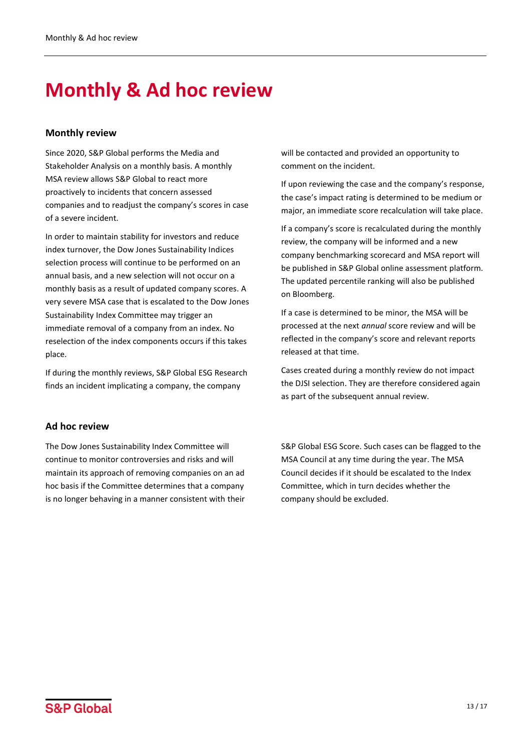# Monthly & Ad hoc review

## Monthly review

Since 2020, S&P Global performs the Media and Stakeholder Analysis on a monthly basis. A monthly MSA review allows S&P Global to react more proactively to incidents that concern assessed companies and to readjust the company's scores in case of a severe incident.

In order to maintain stability for investors and reduce index turnover, the Dow Jones Sustainability Indices selection process will continue to be performed on an annual basis, and a new selection will not occur on a monthly basis as a result of updated company scores. A very severe MSA case that is escalated to the Dow Jones Sustainability Index Committee may trigger an immediate removal of a company from an index. No reselection of the index components occurs if this takes place.

If during the monthly reviews, S&P Global ESG Research finds an incident implicating a company, the company will be contacted and provided an opportunity to comment on the incident.

If upon reviewing the case and the company's response, the case's impact rating is determined to be medium or major, an immediate score recalculation will take place.

If a company's score is recalculated during the monthly review, the company will be informed and a new company benchmarking scorecard and MSA report will be published in S&P Global online assessment platform. The updated percentile ranking will also be published on Bloomberg.

If a case is determined to be minor, the MSA will be processed at the next *annual* score review and will be reflected in the company's score and relevant reports released at that time.

Cases created during a monthly review do not impact the DJSI selection. They are therefore considered again as part of the subsequent annual review.

## Ad hoc review

The Dow Jones Sustainability Index Committee will continue to monitor controversies and risks and will maintain its approach of removing companies on an ad hoc basis if the Committee determines that a company is no longer behaving in a manner consistent with their S&P Global ESG Score. Such cases can be flagged to the MSA Council at any time during the year. The MSA Council decides if it should be escalated to the Index Committee, which in turn decides whether the company should be excluded.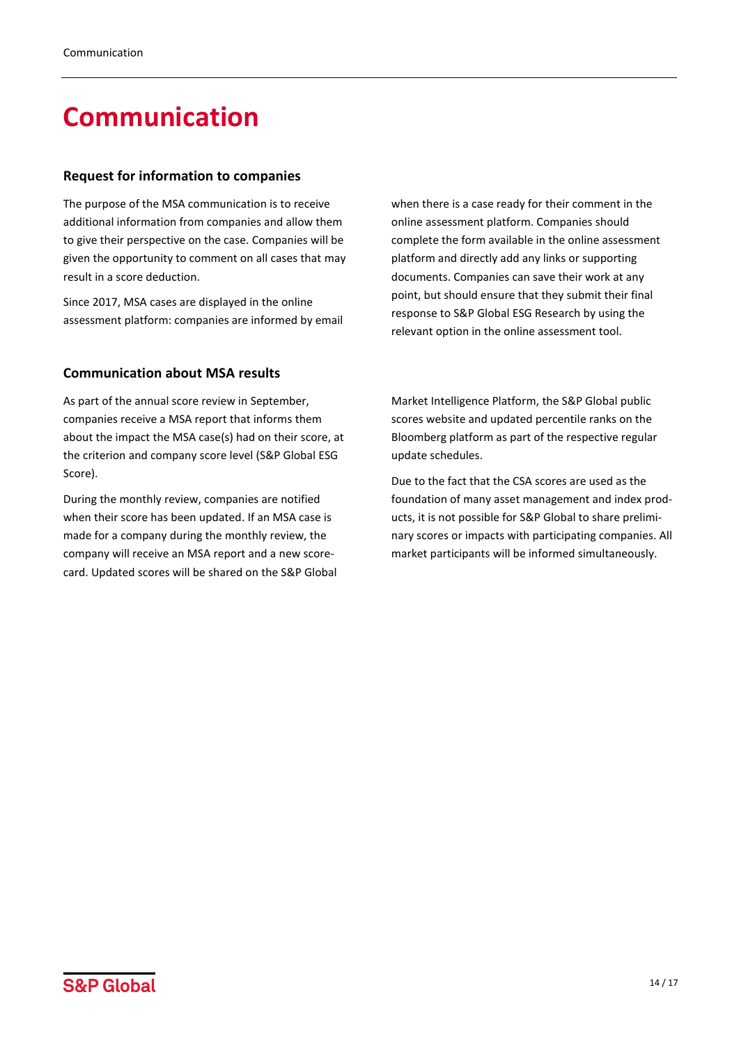# Communication

### Request for information to companies

The purpose of the MSA communication is to receive additional information from companies and allow them to give their perspective on the case. Companies will be given the opportunity to comment on all cases that may result in a score deduction.

Since 2017, MSA cases are displayed in the online assessment platform: companies are informed by email when there is a case ready for their comment in the online assessment platform. Companies should complete the form available in the online assessment platform and directly add any links or supporting documents. Companies can save their work at any point, but should ensure that they submit their final response to S&P Global ESG Research by using the relevant option in the online assessment tool.

### Communication about MSA results

As part of the annual score review in September, companies receive a MSA report that informs them about the impact the MSA case(s) had on their score, at the criterion and company score level (S&P Global ESG Score).

During the monthly review, companies are notified when their score has been updated. If an MSA case is made for a company during the monthly review, the company will receive an MSA report and a new scorecard. Updated scores will be shared on the S&P Global Market Intelligence Platform, the S&P Global public scores website and updated percentile ranks on the Bloomberg platform as part of the respective regular update schedules.

Due to the fact that the CSA scores are used as the foundation of many asset management and index products, it is not possible for S&P Global to share preliminary scores or impacts with participating companies. All market participants will be informed simultaneously.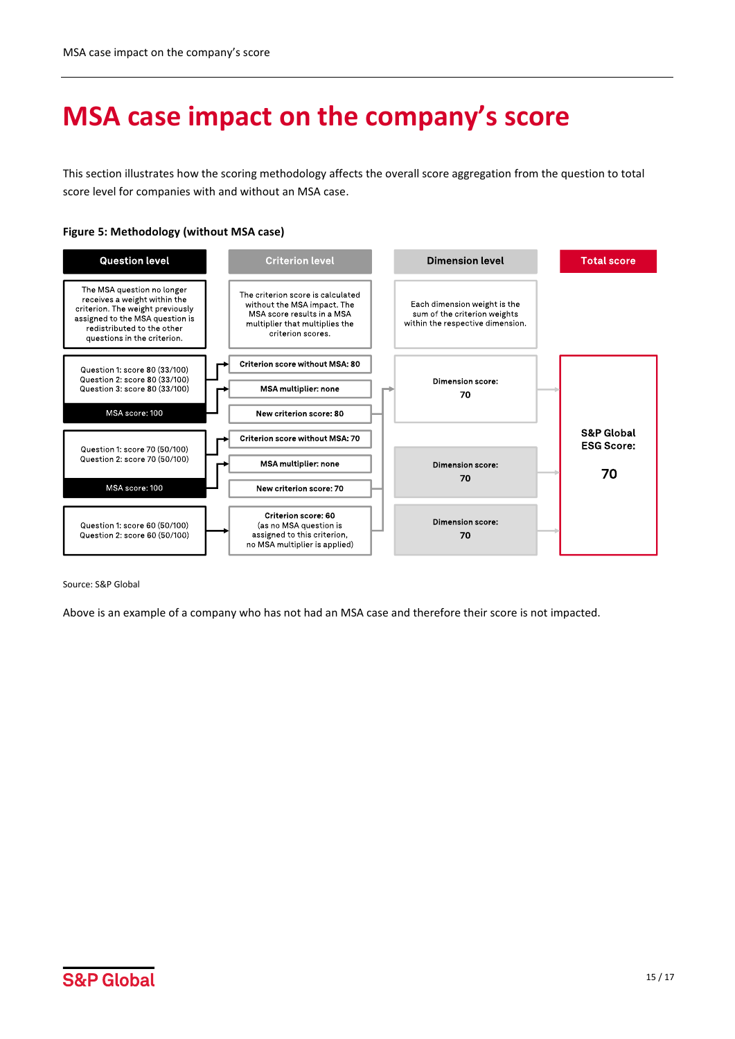# MSA case impact on the company's score

This section illustrates how the scoring methodology affects the overall score aggregation from the question to total score level for companies with and without an MSA case.

**Figure 5: Methodology (without MSA case)**

| Question level | Criterion level | Dimension level | Total score |
|---|---|---|---|
| The MSA question no longer receives a weight within the criterion. The weight previously assigned to the MSA question is redistributed to the other questions in the criterion. | The criterion score is calculated without the MSA impact. The MSA score results in a MSA multiplier that multiplies the criterion scores. | Each dimension weight is the sum of the criterion weights within the respective dimension. | |
| Question 1: score 80 (33/100)<br>Question 2: score 80 (33/100)<br>Question 3: score 80 (33/100)<br>MSA score: 100 | Criterion score without MSA: 80<br>MSA multiplier: none<br>New criterion score: 80 | Dimension score: 70 | S&P Global ESG Score: 70 |
| Question 1: score 70 (50/100)<br>Question 2: score 70 (50/100)<br>MSA score: 100 | Criterion score without MSA: 70<br>MSA multiplier: none<br>New criterion score: 70 | Dimension score: 70 | |
| Question 1: score 60 (50/100)<br>Question 2: score 60 (50/100) | Criterion score: 60<br>(as no MSA question is assigned to this criterion, no MSA multiplier is applied) | Dimension score: 70 | |

Source: S&P Global

Above is an example of a company who has not had an MSA case and therefore their score is not impacted.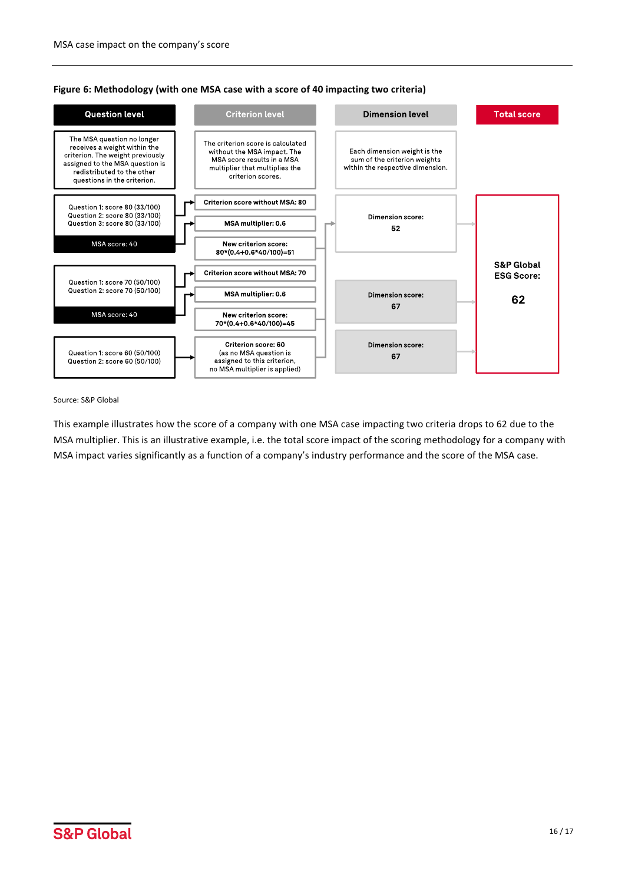MSA case impact on the company's score

**Figure 6: Methodology (with one MSA case with a score of 40 impacting two criteria)**

| Question level | Criterion level | Dimension level | Total score |
|---|---|---|---|
| The MSA question no longer receives a weight within the criterion. The weight previously assigned to the MSA question is redistributed to the other questions in the criterion. | The criterion score is calculated without the MSA impact. The MSA score results in a MSA multiplier that multiplies the criterion scores. | Each dimension weight is the sum of the criterion weights within the respective dimension. | |
| Question 1: score 80 (33/100)<br>Question 2: score 80 (33/100)<br>Question 3: score 80 (33/100)<br>MSA score: 40 | Criterion score without MSA: 80<br>MSA multiplier: 0.6<br>New criterion score: 80*(0.4+0.6*40/100)=51 | Dimension score: 52 | S&P Global ESG Score: 62 |
| Question 1: score 70 (50/100)<br>Question 2: score 70 (50/100)<br>MSA score: 40 | Criterion score without MSA: 70<br>MSA multiplier: 0.6<br>New criterion score: 70*(0.4+0.6*40/100)=45 | Dimension score: 67 | |
| Question 1: score 60 (50/100)<br>Question 2: score 60 (50/100) | Criterion score: 60 (as no MSA question is assigned to this criterion, no MSA multiplier is applied) | Dimension score: 67 | |

Source: S&P Global

This example illustrates how the score of a company with one MSA case impacting two criteria drops to 62 due to the MSA multiplier. This is an illustrative example, i.e. the total score impact of the scoring methodology for a company with MSA impact varies significantly as a function of a company's industry performance and the score of the MSA case.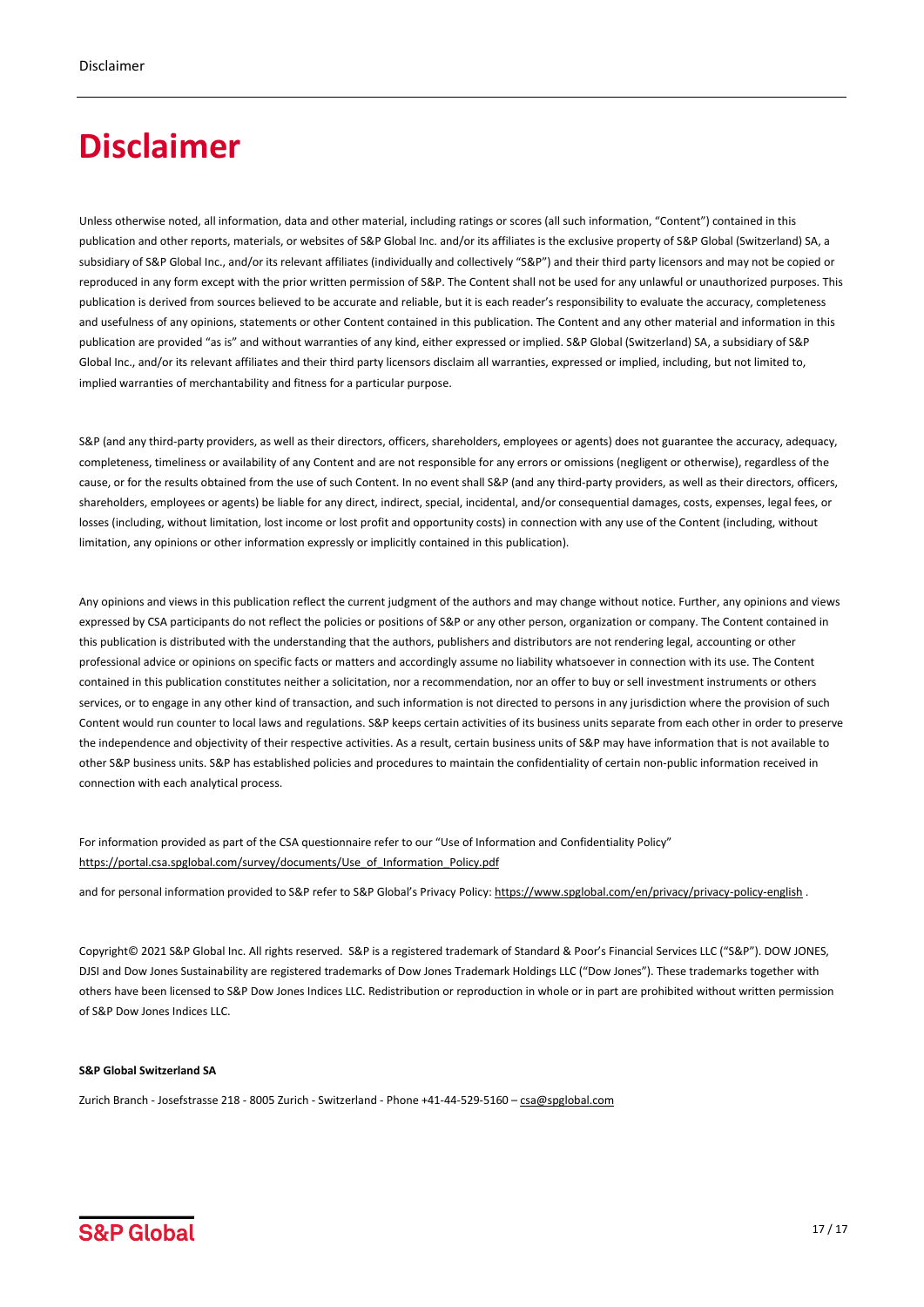# Disclaimer

Unless otherwise noted, all information, data and other material, including ratings or scores (all such information, "Content") contained in this publication and other reports, materials, or websites of S&P Global Inc. and/or its affiliates is the exclusive property of S&P Global (Switzerland) SA, a subsidiary of S&P Global Inc., and/or its relevant affiliates (individually and collectively "S&P") and their third party licensors and may not be copied or reproduced in any form except with the prior written permission of S&P. The Content shall not be used for any unlawful or unauthorized purposes. This publication is derived from sources believed to be accurate and reliable, but it is each reader's responsibility to evaluate the accuracy, completeness and usefulness of any opinions, statements or other Content contained in this publication. The Content and any other material and information in this publication are provided "as is" and without warranties of any kind, either expressed or implied. S&P Global (Switzerland) SA, a subsidiary of S&P Global Inc., and/or its relevant affiliates and their third party licensors disclaim all warranties, expressed or implied, including, but not limited to, implied warranties of merchantability and fitness for a particular purpose.

S&P (and any third-party providers, as well as their directors, officers, shareholders, employees or agents) does not guarantee the accuracy, adequacy, completeness, timeliness or availability of any Content and are not responsible for any errors or omissions (negligent or otherwise), regardless of the cause, or for the results obtained from the use of such Content. In no event shall S&P (and any third-party providers, as well as their directors, officers, shareholders, employees or agents) be liable for any direct, indirect, special, incidental, and/or consequential damages, costs, expenses, legal fees, or losses (including, without limitation, lost income or lost profit and opportunity costs) in connection with any use of the Content (including, without limitation, any opinions or other information expressly or implicitly contained in this publication).

Any opinions and views in this publication reflect the current judgment of the authors and may change without notice. Further, any opinions and views expressed by CSA participants do not reflect the policies or positions of S&P or any other person, organization or company. The Content contained in this publication is distributed with the understanding that the authors, publishers and distributors are not rendering legal, accounting or other professional advice or opinions on specific facts or matters and accordingly assume no liability whatsoever in connection with its use. The Content contained in this publication constitutes neither a solicitation, nor a recommendation, nor an offer to buy or sell investment instruments or others services, or to engage in any other kind of transaction, and such information is not directed to persons in any jurisdiction where the provision of such Content would run counter to local laws and regulations. S&P keeps certain activities of its business units separate from each other in order to preserve the independence and objectivity of their respective activities. As a result, certain business units of S&P may have information that is not available to other S&P business units. S&P has established policies and procedures to maintain the confidentiality of certain non-public information received in connection with each analytical process.

For information provided as part of the CSA questionnaire refer to our "Use of Information and Confidentiality Policy"
https://portal.csa.spglobal.com/survey/documents/Use_of_Information_Policy.pdf

and for personal information provided to S&P refer to S&P Global's Privacy Policy: https://www.spglobal.com/en/privacy/privacy-policy-english .

Copyright© 2021 S&P Global Inc. All rights reserved. S&P is a registered trademark of Standard & Poor's Financial Services LLC ("S&P"). DOW JONES, DJSI and Dow Jones Sustainability are registered trademarks of Dow Jones Trademark Holdings LLC ("Dow Jones"). These trademarks together with others have been licensed to S&P Dow Jones Indices LLC. Redistribution or reproduction in whole or in part are prohibited without written permission of S&P Dow Jones Indices LLC.

**S&P Global Switzerland SA**

Zurich Branch - Josefstrasse 218 - 8005 Zurich - Switzerland - Phone +41-44-529-5160 – csa@spglobal.com

S&P Global